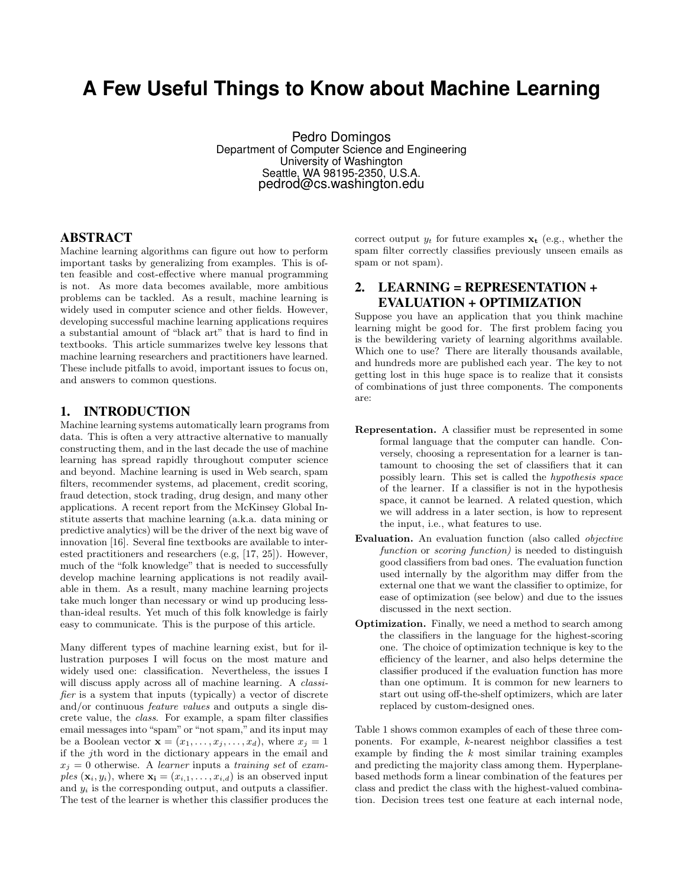# A Few Useful Things to Know about Machine Learning

Pedro Domingos
Department of Computer Science and Engineering
University of Washington
Seattle, WA 98195-2350, U.S.A.
pedrod@cs.washington.edu

## ABSTRACT

Machine learning algorithms can figure out how to perform important tasks by generalizing from examples. This is often feasible and cost-effective where manual programming is not. As more data becomes available, more ambitious problems can be tackled. As a result, machine learning is widely used in computer science and other fields. However, developing successful machine learning applications requires a substantial amount of "black art" that is hard to find in textbooks. This article summarizes twelve key lessons that machine learning researchers and practitioners have learned. These include pitfalls to avoid, important issues to focus on, and answers to common questions.

## 1. INTRODUCTION

Machine learning systems automatically learn programs from data. This is often a very attractive alternative to manually constructing them, and in the last decade the use of machine learning has spread rapidly throughout computer science and beyond. Machine learning is used in Web search, spam filters, recommender systems, ad placement, credit scoring, fraud detection, stock trading, drug design, and many other applications. A recent report from the McKinsey Global Institute asserts that machine learning (a.k.a. data mining or predictive analytics) will be the driver of the next big wave of innovation [16]. Several fine textbooks are available to interested practitioners and researchers (e.g, [17, 25]). However, much of the "folk knowledge" that is needed to successfully develop machine learning applications is not readily available in them. As a result, many machine learning projects take much longer than necessary or wind up producing less-than-ideal results. Yet much of this folk knowledge is fairly easy to communicate. This is the purpose of this article.

Many different types of machine learning exist, but for illustration purposes I will focus on the most mature and widely used one: classification. Nevertheless, the issues I will discuss apply across all of machine learning. A *classifier* is a system that inputs (typically) a vector of discrete and/or continuous *feature values* and outputs a single discrete value, the *class*. For example, a spam filter classifies email messages into "spam" or "not spam," and its input may be a Boolean vector $\mathbf{x} = (x_1, \ldots, x_j, \ldots, x_d)$, where $x_j = 1$ if the $j$th word in the dictionary appears in the email and $x_j = 0$ otherwise. A *learner* inputs a *training set* of *examples* $(\mathbf{x}_i, y_i)$, where $\mathbf{x_i} = (x_{i,1}, \ldots, x_{i,d})$ is an observed input and $y_i$ is the corresponding output, and outputs a classifier. The test of the learner is whether this classifier produces the correct output $y_t$ for future examples $\mathbf{x_t}$ (e.g., whether the spam filter correctly classifies previously unseen emails as spam or not spam).

## 2. LEARNING = REPRESENTATION + EVALUATION + OPTIMIZATION

Suppose you have an application that you think machine learning might be good for. The first problem facing you is the bewildering variety of learning algorithms available. Which one to use? There are literally thousands available, and hundreds more are published each year. The key to not getting lost in this huge space is to realize that it consists of combinations of just three components. The components are:

**Representation.** A classifier must be represented in some formal language that the computer can handle. Conversely, choosing a representation for a learner is tantamount to choosing the set of classifiers that it can possibly learn. This set is called the *hypothesis space* of the learner. If a classifier is not in the hypothesis space, it cannot be learned. A related question, which we will address in a later section, is how to represent the input, i.e., what features to use.

**Evaluation.** An evaluation function (also called *objective function* or *scoring function)* is needed to distinguish good classifiers from bad ones. The evaluation function used internally by the algorithm may differ from the external one that we want the classifier to optimize, for ease of optimization (see below) and due to the issues discussed in the next section.

**Optimization.** Finally, we need a method to search among the classifiers in the language for the highest-scoring one. The choice of optimization technique is key to the efficiency of the learner, and also helps determine the classifier produced if the evaluation function has more than one optimum. It is common for new learners to start out using off-the-shelf optimizers, which are later replaced by custom-designed ones.

Table 1 shows common examples of each of these three components. For example, $k$-nearest neighbor classifies a test example by finding the $k$ most similar training examples and predicting the majority class among them. Hyperplane-based methods form a linear combination of the features per class and predict the class with the highest-valued combination. Decision trees test one feature at each internal node,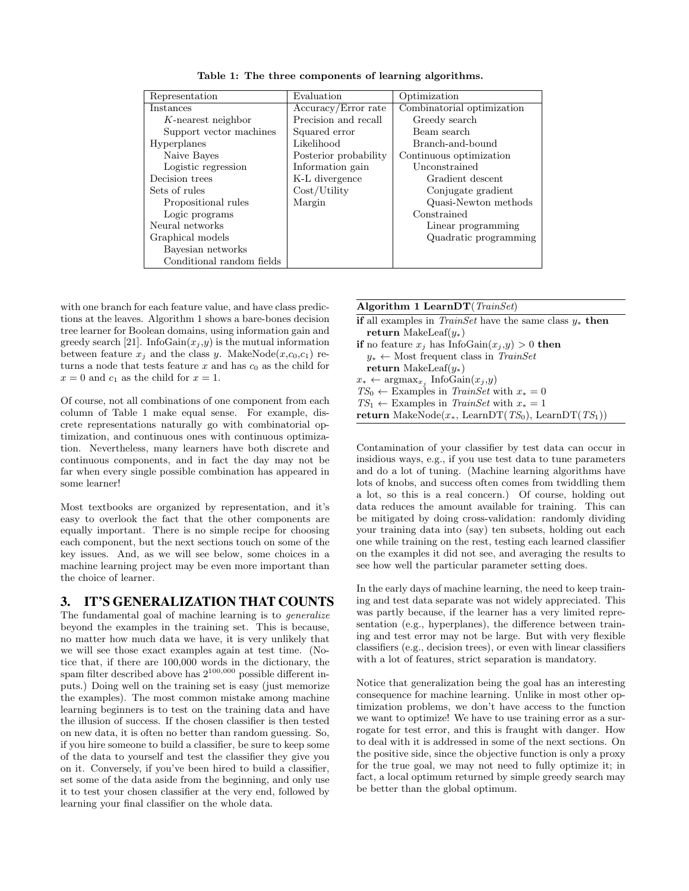Table 1: The three components of learning algorithms.

| Representation | Evaluation | Optimization |
|---|---|---|
| Instances | Accuracy/Error rate | Combinatorial optimization |
| $K$-nearest neighbor | Precision and recall | Greedy search |
| Support vector machines | Squared error | Beam search |
| Hyperplanes | Likelihood | Branch-and-bound |
| Naive Bayes | Posterior probability | Continuous optimization |
| Logistic regression | Information gain | Unconstrained |
| Decision trees | K-L divergence | Gradient descent |
| Sets of rules | Cost/Utility | Conjugate gradient |
| Propositional rules | Margin | Quasi-Newton methods |
| Logic programs | | Constrained |
| Neural networks | | Linear programming |
| Graphical models | | Quadratic programming |
| Bayesian networks | | |
| Conditional random fields | | |

with one branch for each feature value, and have class predictions at the leaves. Algorithm 1 shows a bare-bones decision tree learner for Boolean domains, using information gain and greedy search [21]. InfoGain($x_j$,$y$) is the mutual information between feature $x_j$ and the class $y$. MakeNode($x$,$c_0$,$c_1$) returns a node that tests feature $x$ and has $c_0$ as the child for $x = 0$ and $c_1$ as the child for $x = 1$.

Of course, not all combinations of one component from each column of Table 1 make equal sense. For example, discrete representations naturally go with combinatorial optimization, and continuous ones with continuous optimization. Nevertheless, many learners have both discrete and continuous components, and in fact the day may not be far when every single possible combination has appeared in some learner!

Most textbooks are organized by representation, and it's easy to overlook the fact that the other components are equally important. There is no simple recipe for choosing each component, but the next sections touch on some of the key issues. And, as we will see below, some choices in a machine learning project may be even more important than the choice of learner.

## 3. IT'S GENERALIZATION THAT COUNTS

The fundamental goal of machine learning is to *generalize* beyond the examples in the training set. This is because, no matter how much data we have, it is very unlikely that we will see those exact examples again at test time. (Notice that, if there are 100,000 words in the dictionary, the spam filter described above has $2^{100,000}$ possible different inputs.) Doing well on the training set is easy (just memorize the examples). The most common mistake among machine learning beginners is to test on the training data and have the illusion of success. If the chosen classifier is then tested on new data, it is often no better than random guessing. So, if you hire someone to build a classifier, be sure to keep some of the data to yourself and test the classifier they give you on it. Conversely, if you've been hired to build a classifier, set some of the data aside from the beginning, and only use it to test your chosen classifier at the very end, followed by learning your final classifier on the whole data.

**Algorithm 1 LearnDT**(*TrainSet*)

**if** all examples in *TrainSet* have the same class $y_*$ **then**
  **return** MakeLeaf($y_*$)
**if** no feature $x_j$ has InfoGain($x_j$,$y$) $> 0$ **then**
  $y_* \leftarrow$ Most frequent class in *TrainSet*
  **return** MakeLeaf($y_*$)
$x_* \leftarrow \text{argmax}_{x_j}$ InfoGain($x_j$,$y$)
$TS_0 \leftarrow$ Examples in *TrainSet* with $x_* = 0$
$TS_1 \leftarrow$ Examples in *TrainSet* with $x_* = 1$
**return** MakeNode($x_*$, LearnDT($TS_0$), LearnDT($TS_1$))

Contamination of your classifier by test data can occur in insidious ways, e.g., if you use test data to tune parameters and do a lot of tuning. (Machine learning algorithms have lots of knobs, and success often comes from twiddling them a lot, so this is a real concern.) Of course, holding out data reduces the amount available for training. This can be mitigated by doing cross-validation: randomly dividing your training data into (say) ten subsets, holding out each one while training on the rest, testing each learned classifier on the examples it did not see, and averaging the results to see how well the particular parameter setting does.

In the early days of machine learning, the need to keep training and test data separate was not widely appreciated. This was partly because, if the learner has a very limited representation (e.g., hyperplanes), the difference between training and test error may not be large. But with very flexible classifiers (e.g., decision trees), or even with linear classifiers with a lot of features, strict separation is mandatory.

Notice that generalization being the goal has an interesting consequence for machine learning. Unlike in most other optimization problems, we don't have access to the function we want to optimize! We have to use training error as a surrogate for test error, and this is fraught with danger. How to deal with it is addressed in some of the next sections. On the positive side, since the objective function is only a proxy for the true goal, we may not need to fully optimize it; in fact, a local optimum returned by simple greedy search may be better than the global optimum.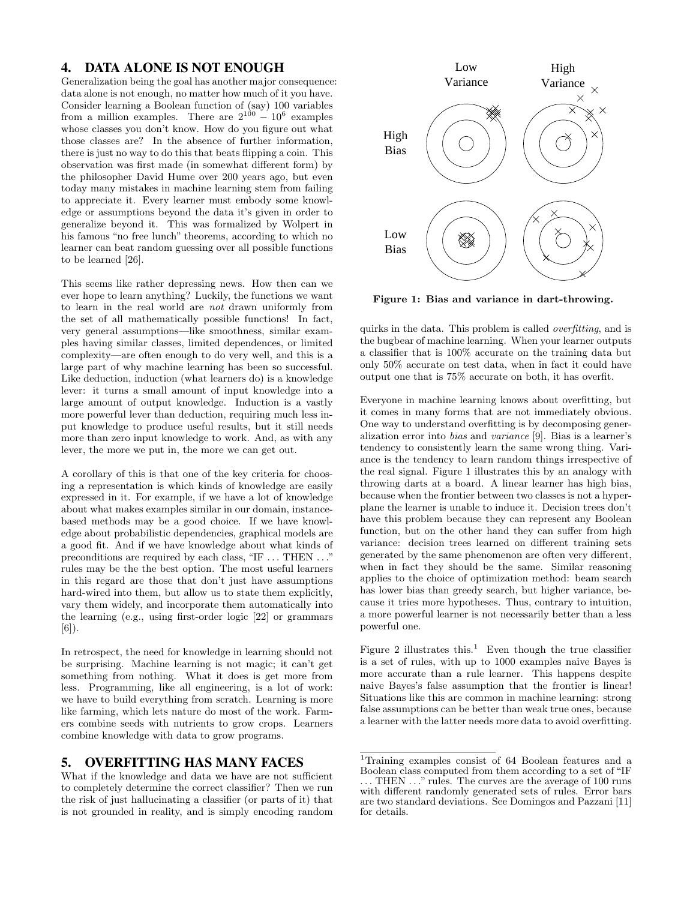## 4. DATA ALONE IS NOT ENOUGH

Generalization being the goal has another major consequence: data alone is not enough, no matter how much of it you have. Consider learning a Boolean function of (say) 100 variables from a million examples. There are $2^{100} - 10^6$ examples whose classes you don't know. How do you figure out what those classes are? In the absence of further information, there is just no way to do this that beats flipping a coin. This observation was first made (in somewhat different form) by the philosopher David Hume over 200 years ago, but even today many mistakes in machine learning stem from failing to appreciate it. Every learner must embody some knowledge or assumptions beyond the data it's given in order to generalize beyond it. This was formalized by Wolpert in his famous "no free lunch" theorems, according to which no learner can beat random guessing over all possible functions to be learned [26].

This seems like rather depressing news. How then can we ever hope to learn anything? Luckily, the functions we want to learn in the real world are *not* drawn uniformly from the set of all mathematically possible functions! In fact, very general assumptions—like smoothness, similar examples having similar classes, limited dependences, or limited complexity—are often enough to do very well, and this is a large part of why machine learning has been so successful. Like deduction, induction (what learners do) is a knowledge lever: it turns a small amount of input knowledge into a large amount of output knowledge. Induction is a vastly more powerful lever than deduction, requiring much less input knowledge to produce useful results, but it still needs more than zero input knowledge to work. And, as with any lever, the more we put in, the more we can get out.

A corollary of this is that one of the key criteria for choosing a representation is which kinds of knowledge are easily expressed in it. For example, if we have a lot of knowledge about what makes examples similar in our domain, instance-based methods may be a good choice. If we have knowledge about probabilistic dependencies, graphical models are a good fit. And if we have knowledge about what kinds of preconditions are required by each class, "IF . . . THEN . . ." rules may be the the best option. The most useful learners in this regard are those that don't just have assumptions hard-wired into them, but allow us to state them explicitly, vary them widely, and incorporate them automatically into the learning (e.g., using first-order logic [22] or grammars [6]).

In retrospect, the need for knowledge in learning should not be surprising. Machine learning is not magic; it can't get something from nothing. What it does is get more from less. Programming, like all engineering, is a lot of work: we have to build everything from scratch. Learning is more like farming, which lets nature do most of the work. Farmers combine seeds with nutrients to grow crops. Learners combine knowledge with data to grow programs.

## 5. OVERFITTING HAS MANY FACES

What if the knowledge and data we have are not sufficient to completely determine the correct classifier? Then we run the risk of just hallucinating a classifier (or parts of it) that is not grounded in reality, and is simply encoding random quirks in the data. This problem is called *overfitting*, and is the bugbear of machine learning. When your learner outputs a classifier that is 100% accurate on the training data but only 50% accurate on test data, when in fact it could have output one that is 75% accurate on both, it has overfit.

**Figure 1: Bias and variance in dart-throwing.**

Everyone in machine learning knows about overfitting, but it comes in many forms that are not immediately obvious. One way to understand overfitting is by decomposing generalization error into *bias* and *variance* [9]. Bias is a learner's tendency to consistently learn the same wrong thing. Variance is the tendency to learn random things irrespective of the real signal. Figure 1 illustrates this by an analogy with throwing darts at a board. A linear learner has high bias, because when the frontier between two classes is not a hyperplane the learner is unable to induce it. Decision trees don't have this problem because they can represent any Boolean function, but on the other hand they can suffer from high variance: decision trees learned on different training sets generated by the same phenomenon are often very different, when in fact they should be the same. Similar reasoning applies to the choice of optimization method: beam search has lower bias than greedy search, but higher variance, because it tries more hypotheses. Thus, contrary to intuition, a more powerful learner is not necessarily better than a less powerful one.

Figure 2 illustrates this.[1] Even though the true classifier is a set of rules, with up to 1000 examples naive Bayes is more accurate than a rule learner. This happens despite naive Bayes's false assumption that the frontier is linear! Situations like this are common in machine learning: strong false assumptions can be better than weak true ones, because a learner with the latter needs more data to avoid overfitting.

[1] Training examples consist of 64 Boolean features and a Boolean class computed from them according to a set of "IF . . . THEN . . ." rules. The curves are the average of 100 runs with different randomly generated sets of rules. Error bars are two standard deviations. See Domingos and Pazzani [11] for details.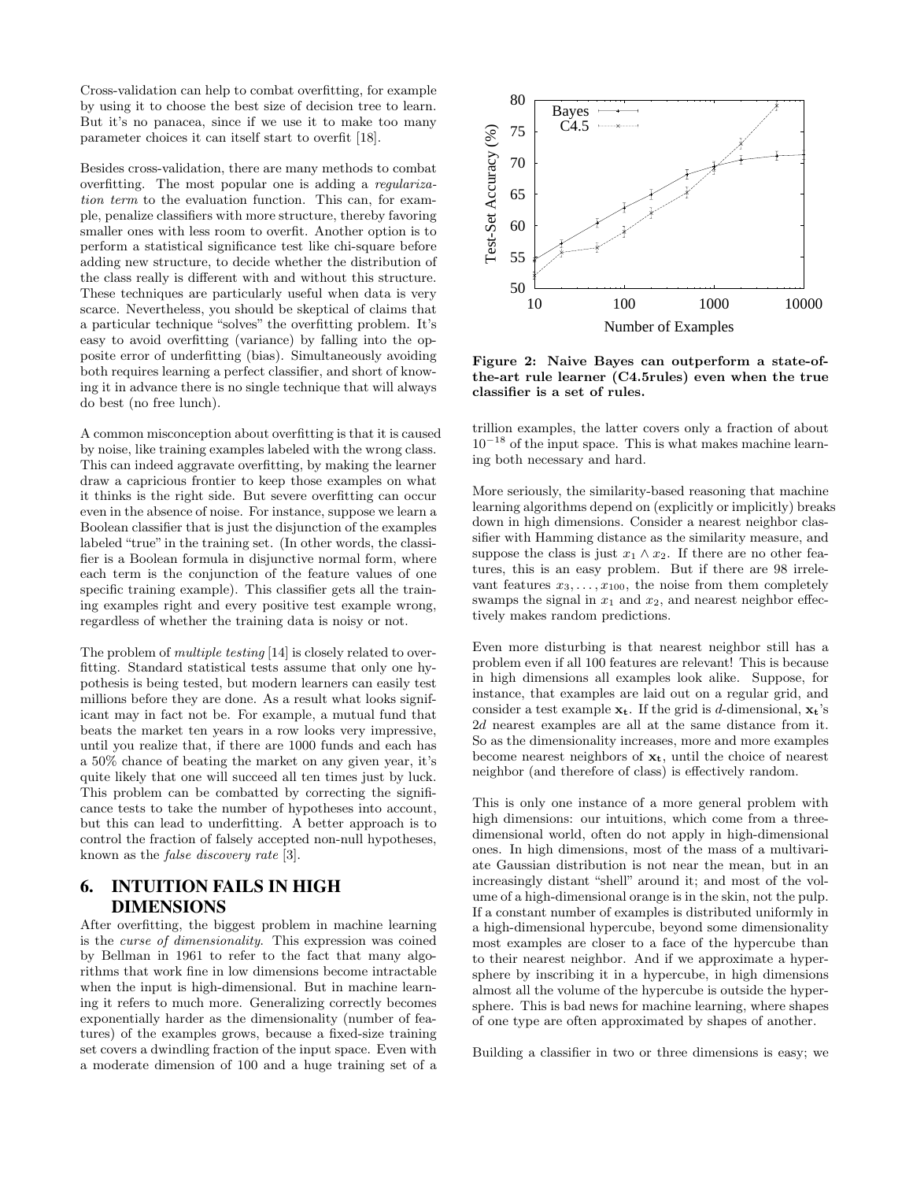Cross-validation can help to combat overfitting, for example by using it to choose the best size of decision tree to learn. But it's no panacea, since if we use it to make too many parameter choices it can itself start to overfit [18].

Besides cross-validation, there are many methods to combat overfitting. The most popular one is adding a *regularization term* to the evaluation function. This can, for example, penalize classifiers with more structure, thereby favoring smaller ones with less room to overfit. Another option is to perform a statistical significance test like chi-square before adding new structure, to decide whether the distribution of the class really is different with and without this structure. These techniques are particularly useful when data is very scarce. Nevertheless, you should be skeptical of claims that a particular technique "solves" the overfitting problem. It's easy to avoid overfitting (variance) by falling into the opposite error of underfitting (bias). Simultaneously avoiding both requires learning a perfect classifier, and short of knowing it in advance there is no single technique that will always do best (no free lunch).

A common misconception about overfitting is that it is caused by noise, like training examples labeled with the wrong class. This can indeed aggravate overfitting, by making the learner draw a capricious frontier to keep those examples on what it thinks is the right side. But severe overfitting can occur even in the absence of noise. For instance, suppose we learn a Boolean classifier that is just the disjunction of the examples labeled "true" in the training set. (In other words, the classifier is a Boolean formula in disjunctive normal form, where each term is the conjunction of the feature values of one specific training example). This classifier gets all the training examples right and every positive test example wrong, regardless of whether the training data is noisy or not.

The problem of *multiple testing* [14] is closely related to overfitting. Standard statistical tests assume that only one hypothesis is being tested, but modern learners can easily test millions before they are done. As a result what looks significant may in fact not be. For example, a mutual fund that beats the market ten years in a row looks very impressive, until you realize that, if there are 1000 funds and each has a 50% chance of beating the market on any given year, it's quite likely that one will succeed all ten times just by luck. This problem can be combatted by correcting the significance tests to take the number of hypotheses into account, but this can lead to underfitting. A better approach is to control the fraction of falsely accepted non-null hypotheses, known as the *false discovery rate* [3].

## 6. INTUITION FAILS IN HIGH DIMENSIONS

After overfitting, the biggest problem in machine learning is the *curse of dimensionality*. This expression was coined by Bellman in 1961 to refer to the fact that many algorithms that work fine in low dimensions become intractable when the input is high-dimensional. But in machine learning it refers to much more. Generalizing correctly becomes exponentially harder as the dimensionality (number of features) of the examples grows, because a fixed-size training set covers a dwindling fraction of the input space. Even with a moderate dimension of 100 and a huge training set of a trillion examples, the latter covers only a fraction of about $10^{-18}$ of the input space. This is what makes machine learning both necessary and hard.

Bayes
C4.5
Test-Set Accuracy (%)
80
75
70
65
60
55
50
10
100
1000
10000
Number of Examples

**Figure 2: Naive Bayes can outperform a state-of-the-art rule learner (C4.5rules) even when the true classifier is a set of rules.**

More seriously, the similarity-based reasoning that machine learning algorithms depend on (explicitly or implicitly) breaks down in high dimensions. Consider a nearest neighbor classifier with Hamming distance as the similarity measure, and suppose the class is just $x_1 \wedge x_2$. If there are no other features, this is an easy problem. But if there are 98 irrelevant features $x_3, \ldots, x_{100}$, the noise from them completely swamps the signal in $x_1$ and $x_2$, and nearest neighbor effectively makes random predictions.

Even more disturbing is that nearest neighbor still has a problem even if all 100 features are relevant! This is because in high dimensions all examples look alike. Suppose, for instance, that examples are laid out on a regular grid, and consider a test example $\mathbf{x_t}$. If the grid is $d$-dimensional, $\mathbf{x_t}$'s $2d$ nearest examples are all at the same distance from it. So as the dimensionality increases, more and more examples become nearest neighbors of $\mathbf{x_t}$, until the choice of nearest neighbor (and therefore of class) is effectively random.

This is only one instance of a more general problem with high dimensions: our intuitions, which come from a three-dimensional world, often do not apply in high-dimensional ones. In high dimensions, most of the mass of a multivariate Gaussian distribution is not near the mean, but in an increasingly distant "shell" around it; and most of the volume of a high-dimensional orange is in the skin, not the pulp. If a constant number of examples is distributed uniformly in a high-dimensional hypercube, beyond some dimensionality most examples are closer to a face of the hypercube than to their nearest neighbor. And if we approximate a hypersphere by inscribing it in a hypercube, in high dimensions almost all the volume of the hypercube is outside the hypersphere. This is bad news for machine learning, where shapes of one type are often approximated by shapes of another.

Building a classifier in two or three dimensions is easy; we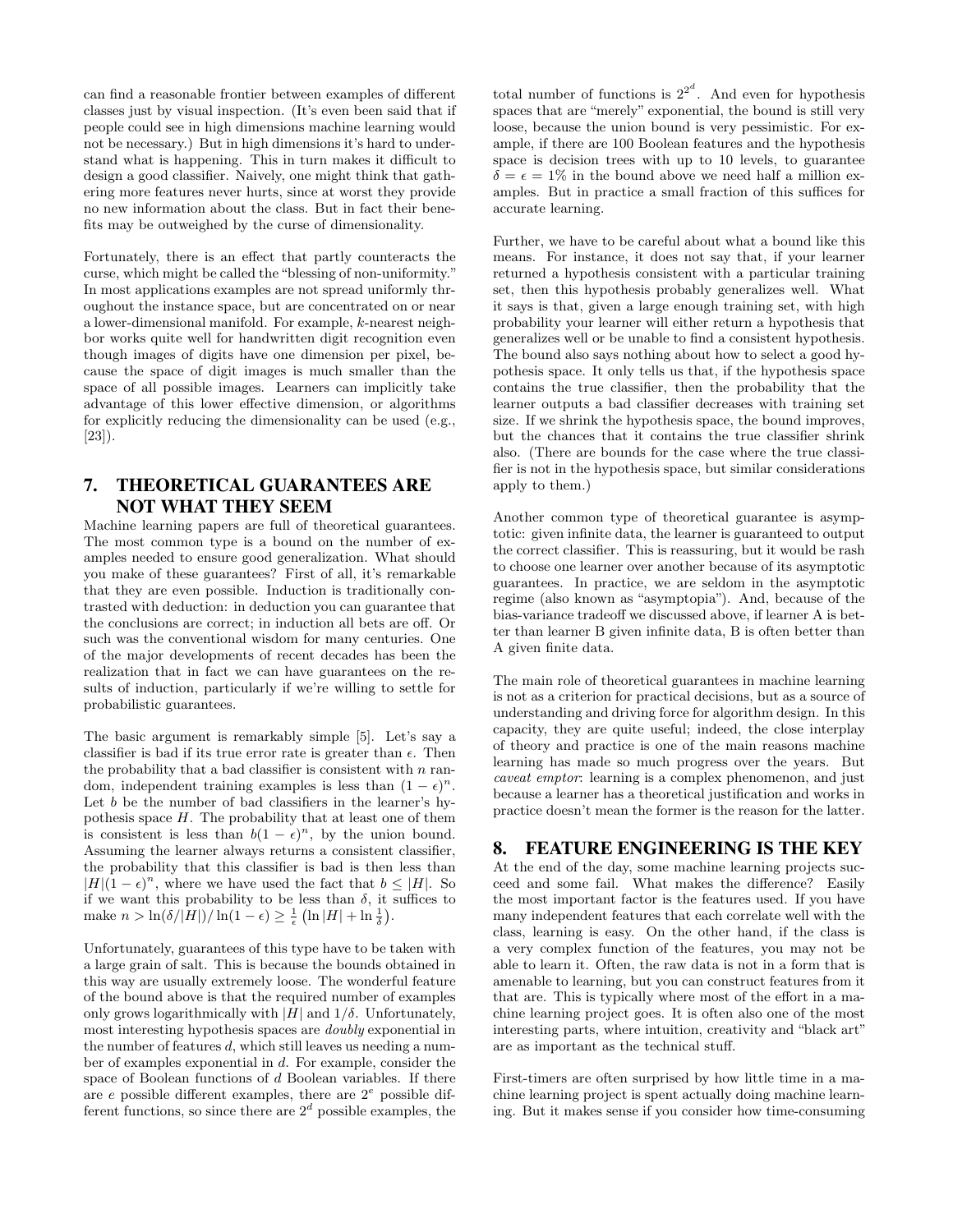can find a reasonable frontier between examples of different classes just by visual inspection. (It's even been said that if people could see in high dimensions machine learning would not be necessary.) But in high dimensions it's hard to understand what is happening. This in turn makes it difficult to design a good classifier. Naively, one might think that gathering more features never hurts, since at worst they provide no new information about the class. But in fact their benefits may be outweighed by the curse of dimensionality.

Fortunately, there is an effect that partly counteracts the curse, which might be called the "blessing of non-uniformity." In most applications examples are not spread uniformly throughout the instance space, but are concentrated on or near a lower-dimensional manifold. For example, $k$-nearest neighbor works quite well for handwritten digit recognition even though images of digits have one dimension per pixel, because the space of digit images is much smaller than the space of all possible images. Learners can implicitly take advantage of this lower effective dimension, or algorithms for explicitly reducing the dimensionality can be used (e.g., [23]).

## 7. THEORETICAL GUARANTEES ARE NOT WHAT THEY SEEM

Machine learning papers are full of theoretical guarantees. The most common type is a bound on the number of examples needed to ensure good generalization. What should you make of these guarantees? First of all, it's remarkable that they are even possible. Induction is traditionally contrasted with deduction: in deduction you can guarantee that the conclusions are correct; in induction all bets are off. Or such was the conventional wisdom for many centuries. One of the major developments of recent decades has been the realization that in fact we can have guarantees on the results of induction, particularly if we're willing to settle for probabilistic guarantees.

The basic argument is remarkably simple [5]. Let's say a classifier is bad if its true error rate is greater than $\epsilon$. Then the probability that a bad classifier is consistent with $n$ random, independent training examples is less than $(1 - \epsilon)^n$. Let $b$ be the number of bad classifiers in the learner's hypothesis space $H$. The probability that at least one of them is consistent is less than $b(1 - \epsilon)^n$, by the union bound. Assuming the learner always returns a consistent classifier, the probability that this classifier is bad is then less than $|H|(1 - \epsilon)^n$, where we have used the fact that $b \leq |H|$. So if we want this probability to be less than $\delta$, it suffices to make $n > \ln(\delta/|H|)/\ln(1 - \epsilon) \geq \frac{1}{\epsilon}\left(\ln |H| + \ln \frac{1}{\delta}\right)$.

Unfortunately, guarantees of this type have to be taken with a large grain of salt. This is because the bounds obtained in this way are usually extremely loose. The wonderful feature of the bound above is that the required number of examples only grows logarithmically with $|H|$ and $1/\delta$. Unfortunately, most interesting hypothesis spaces are *doubly* exponential in the number of features $d$, which still leaves us needing a number of examples exponential in $d$. For example, consider the space of Boolean functions of $d$ Boolean variables. If there are $e$ possible different examples, there are $2^e$ possible different functions, so since there are $2^d$ possible examples, the total number of functions is $2^{2^d}$. And even for hypothesis spaces that are "merely" exponential, the bound is still very loose, because the union bound is very pessimistic. For example, if there are 100 Boolean features and the hypothesis space is decision trees with up to 10 levels, to guarantee $\delta = \epsilon = 1\%$ in the bound above we need half a million examples. But in practice a small fraction of this suffices for accurate learning.

Further, we have to be careful about what a bound like this means. For instance, it does not say that, if your learner returned a hypothesis consistent with a particular training set, then this hypothesis probably generalizes well. What it says is that, given a large enough training set, with high probability your learner will either return a hypothesis that generalizes well or be unable to find a consistent hypothesis. The bound also says nothing about how to select a good hypothesis space. It only tells us that, if the hypothesis space contains the true classifier, then the probability that the learner outputs a bad classifier decreases with training set size. If we shrink the hypothesis space, the bound improves, but the chances that it contains the true classifier shrink also. (There are bounds for the case where the true classifier is not in the hypothesis space, but similar considerations apply to them.)

Another common type of theoretical guarantee is asymptotic: given infinite data, the learner is guaranteed to output the correct classifier. This is reassuring, but it would be rash to choose one learner over another because of its asymptotic guarantees. In practice, we are seldom in the asymptotic regime (also known as "asymptopia"). And, because of the bias-variance tradeoff we discussed above, if learner A is better than learner B given infinite data, B is often better than A given finite data.

The main role of theoretical guarantees in machine learning is not as a criterion for practical decisions, but as a source of understanding and driving force for algorithm design. In this capacity, they are quite useful; indeed, the close interplay of theory and practice is one of the main reasons machine learning has made so much progress over the years. But *caveat emptor*: learning is a complex phenomenon, and just because a learner has a theoretical justification and works in practice doesn't mean the former is the reason for the latter.

## 8. FEATURE ENGINEERING IS THE KEY

At the end of the day, some machine learning projects succeed and some fail. What makes the difference? Easily the most important factor is the features used. If you have many independent features that each correlate well with the class, learning is easy. On the other hand, if the class is a very complex function of the features, you may not be able to learn it. Often, the raw data is not in a form that is amenable to learning, but you can construct features from it that are. This is typically where most of the effort in a machine learning project goes. It is often also one of the most interesting parts, where intuition, creativity and "black art" are as important as the technical stuff.

First-timers are often surprised by how little time in a machine learning project is spent actually doing machine learning. But it makes sense if you consider how time-consuming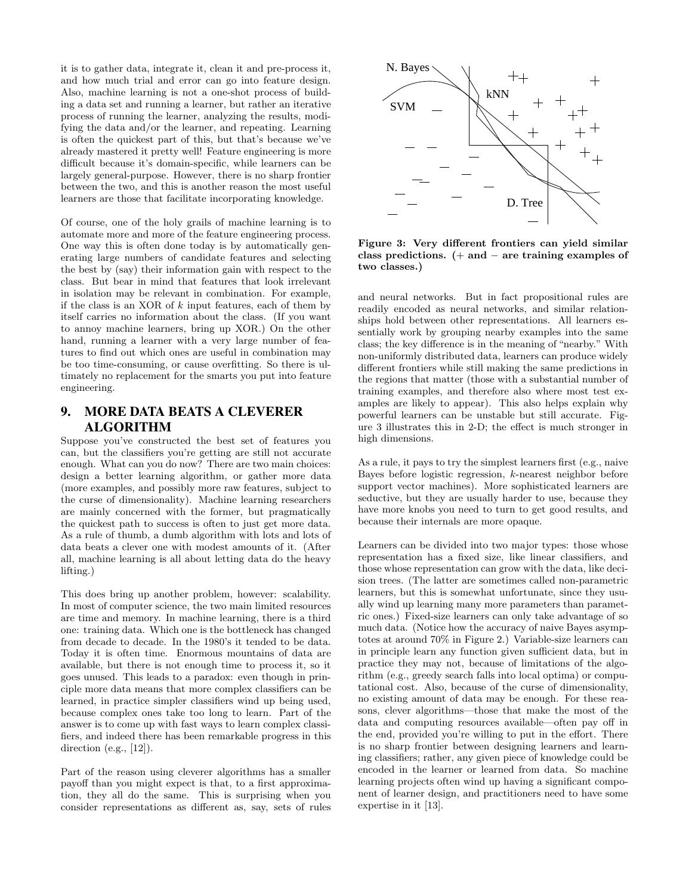it is to gather data, integrate it, clean it and pre-process it, and how much trial and error can go into feature design. Also, machine learning is not a one-shot process of building a data set and running a learner, but rather an iterative process of running the learner, analyzing the results, modifying the data and/or the learner, and repeating. Learning is often the quickest part of this, but that's because we've already mastered it pretty well! Feature engineering is more difficult because it's domain-specific, while learners can be largely general-purpose. However, there is no sharp frontier between the two, and this is another reason the most useful learners are those that facilitate incorporating knowledge.

Of course, one of the holy grails of machine learning is to automate more and more of the feature engineering process. One way this is often done today is by automatically generating large numbers of candidate features and selecting the best by (say) their information gain with respect to the class. But bear in mind that features that look irrelevant in isolation may be relevant in combination. For example, if the class is an XOR of $k$ input features, each of them by itself carries no information about the class. (If you want to annoy machine learners, bring up XOR.) On the other hand, running a learner with a very large number of features to find out which ones are useful in combination may be too time-consuming, or cause overfitting. So there is ultimately no replacement for the smarts you put into feature engineering.

## 9. MORE DATA BEATS A CLEVERER ALGORITHM

Suppose you've constructed the best set of features you can, but the classifiers you're getting are still not accurate enough. What can you do now? There are two main choices: design a better learning algorithm, or gather more data (more examples, and possibly more raw features, subject to the curse of dimensionality). Machine learning researchers are mainly concerned with the former, but pragmatically the quickest path to success is often to just get more data. As a rule of thumb, a dumb algorithm with lots and lots of data beats a clever one with modest amounts of it. (After all, machine learning is all about letting data do the heavy lifting.)

This does bring up another problem, however: scalability. In most of computer science, the two main limited resources are time and memory. In machine learning, there is a third one: training data. Which one is the bottleneck has changed from decade to decade. In the 1980's it tended to be data. Today it is often time. Enormous mountains of data are available, but there is not enough time to process it, so it goes unused. This leads to a paradox: even though in principle more data means that more complex classifiers can be learned, in practice simpler classifiers wind up being used, because complex ones take too long to learn. Part of the answer is to come up with fast ways to learn complex classifiers, and indeed there has been remarkable progress in this direction (e.g., [12]).

Part of the reason using cleverer algorithms has a smaller payoff than you might expect is that, to a first approximation, they all do the same. This is surprising when you consider representations as different as, say, sets of rules and neural networks. But in fact propositional rules are readily encoded as neural networks, and similar relationships hold between other representations. All learners essentially work by grouping nearby examples into the same class; the key difference is in the meaning of "nearby." With non-uniformly distributed data, learners can produce widely different frontiers while still making the same predictions in the regions that matter (those with a substantial number of training examples, and therefore also where most test examples are likely to appear). This also helps explain why powerful learners can be unstable but still accurate. Figure 3 illustrates this in 2-D; the effect is much stronger in high dimensions.

**Figure 3: Very different frontiers can yield similar class predictions. (+ and − are training examples of two classes.)**

As a rule, it pays to try the simplest learners first (e.g., naive Bayes before logistic regression, $k$-nearest neighbor before support vector machines). More sophisticated learners are seductive, but they are usually harder to use, because they have more knobs you need to turn to get good results, and because their internals are more opaque.

Learners can be divided into two major types: those whose representation has a fixed size, like linear classifiers, and those whose representation can grow with the data, like decision trees. (The latter are sometimes called non-parametric learners, but this is somewhat unfortunate, since they usually wind up learning many more parameters than parametric ones.) Fixed-size learners can only take advantage of so much data. (Notice how the accuracy of naive Bayes asymptotes at around 70% in Figure 2.) Variable-size learners can in principle learn any function given sufficient data, but in practice they may not, because of limitations of the algorithm (e.g., greedy search falls into local optima) or computational cost. Also, because of the curse of dimensionality, no existing amount of data may be enough. For these reasons, clever algorithms—those that make the most of the data and computing resources available—often pay off in the end, provided you're willing to put in the effort. There is no sharp frontier between designing learners and learning classifiers; rather, any given piece of knowledge could be encoded in the learner or learned from data. So machine learning projects often wind up having a significant component of learner design, and practitioners need to have some expertise in it [13].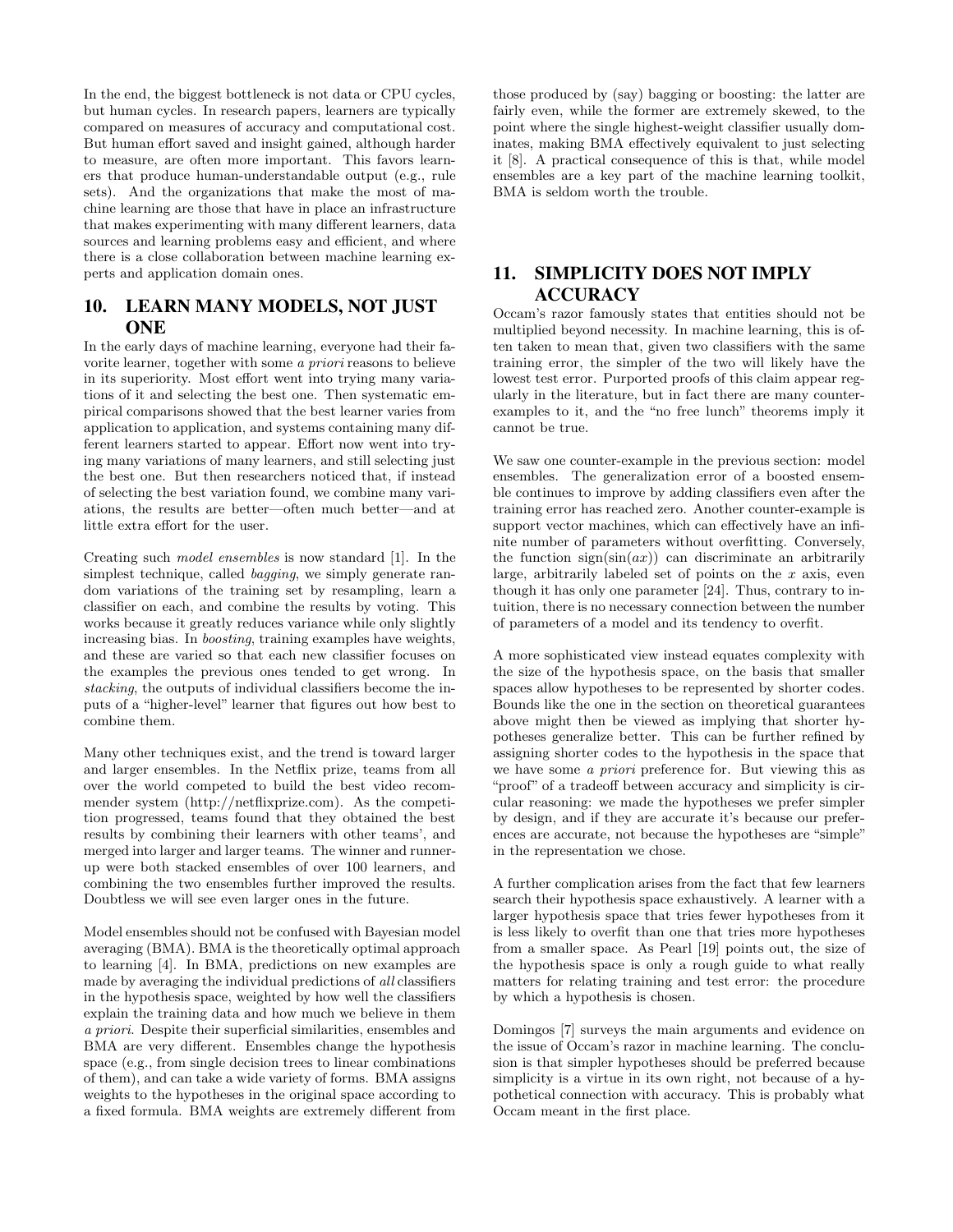In the end, the biggest bottleneck is not data or CPU cycles, but human cycles. In research papers, learners are typically compared on measures of accuracy and computational cost. But human effort saved and insight gained, although harder to measure, are often more important. This favors learners that produce human-understandable output (e.g., rule sets). And the organizations that make the most of machine learning are those that have in place an infrastructure that makes experimenting with many different learners, data sources and learning problems easy and efficient, and where there is a close collaboration between machine learning experts and application domain ones.

## 10. LEARN MANY MODELS, NOT JUST ONE

In the early days of machine learning, everyone had their favorite learner, together with some *a priori* reasons to believe in its superiority. Most effort went into trying many variations of it and selecting the best one. Then systematic empirical comparisons showed that the best learner varies from application to application, and systems containing many different learners started to appear. Effort now went into trying many variations of many learners, and still selecting just the best one. But then researchers noticed that, if instead of selecting the best variation found, we combine many variations, the results are better—often much better—and at little extra effort for the user.

Creating such *model ensembles* is now standard [1]. In the simplest technique, called *bagging*, we simply generate random variations of the training set by resampling, learn a classifier on each, and combine the results by voting. This works because it greatly reduces variance while only slightly increasing bias. In *boosting*, training examples have weights, and these are varied so that each new classifier focuses on the examples the previous ones tended to get wrong. In *stacking*, the outputs of individual classifiers become the inputs of a "higher-level" learner that figures out how best to combine them.

Many other techniques exist, and the trend is toward larger and larger ensembles. In the Netflix prize, teams from all over the world competed to build the best video recommender system (http://netflixprize.com). As the competition progressed, teams found that they obtained the best results by combining their learners with other teams', and merged into larger and larger teams. The winner and runner-up were both stacked ensembles of over 100 learners, and combining the two ensembles further improved the results. Doubtless we will see even larger ones in the future.

Model ensembles should not be confused with Bayesian model averaging (BMA). BMA is the theoretically optimal approach to learning [4]. In BMA, predictions on new examples are made by averaging the individual predictions of *all* classifiers in the hypothesis space, weighted by how well the classifiers explain the training data and how much we believe in them *a priori*. Despite their superficial similarities, ensembles and BMA are very different. Ensembles change the hypothesis space (e.g., from single decision trees to linear combinations of them), and can take a wide variety of forms. BMA assigns weights to the hypotheses in the original space according to a fixed formula. BMA weights are extremely different from those produced by (say) bagging or boosting: the latter are fairly even, while the former are extremely skewed, to the point where the single highest-weight classifier usually dominates, making BMA effectively equivalent to just selecting it [8]. A practical consequence of this is that, while model ensembles are a key part of the machine learning toolkit, BMA is seldom worth the trouble.

## 11. SIMPLICITY DOES NOT IMPLY ACCURACY

Occam's razor famously states that entities should not be multiplied beyond necessity. In machine learning, this is often taken to mean that, given two classifiers with the same training error, the simpler of the two will likely have the lowest test error. Purported proofs of this claim appear regularly in the literature, but in fact there are many counter-examples to it, and the "no free lunch" theorems imply it cannot be true.

We saw one counter-example in the previous section: model ensembles. The generalization error of a boosted ensemble continues to improve by adding classifiers even after the training error has reached zero. Another counter-example is support vector machines, which can effectively have an infinite number of parameters without overfitting. Conversely, the function $\text{sign}(\sin(ax))$ can discriminate an arbitrarily large, arbitrarily labeled set of points on the $x$ axis, even though it has only one parameter [24]. Thus, contrary to intuition, there is no necessary connection between the number of parameters of a model and its tendency to overfit.

A more sophisticated view instead equates complexity with the size of the hypothesis space, on the basis that smaller spaces allow hypotheses to be represented by shorter codes. Bounds like the one in the section on theoretical guarantees above might then be viewed as implying that shorter hypotheses generalize better. This can be further refined by assigning shorter codes to the hypothesis in the space that we have some *a priori* preference for. But viewing this as "proof" of a tradeoff between accuracy and simplicity is circular reasoning: we made the hypotheses we prefer simpler by design, and if they are accurate it's because our preferences are accurate, not because the hypotheses are "simple" in the representation we chose.

A further complication arises from the fact that few learners search their hypothesis space exhaustively. A learner with a larger hypothesis space that tries fewer hypotheses from it is less likely to overfit than one that tries more hypotheses from a smaller space. As Pearl [19] points out, the size of the hypothesis space is only a rough guide to what really matters for relating training and test error: the procedure by which a hypothesis is chosen.

Domingos [7] surveys the main arguments and evidence on the issue of Occam's razor in machine learning. The conclusion is that simpler hypotheses should be preferred because simplicity is a virtue in its own right, not because of a hypothetical connection with accuracy. This is probably what Occam meant in the first place.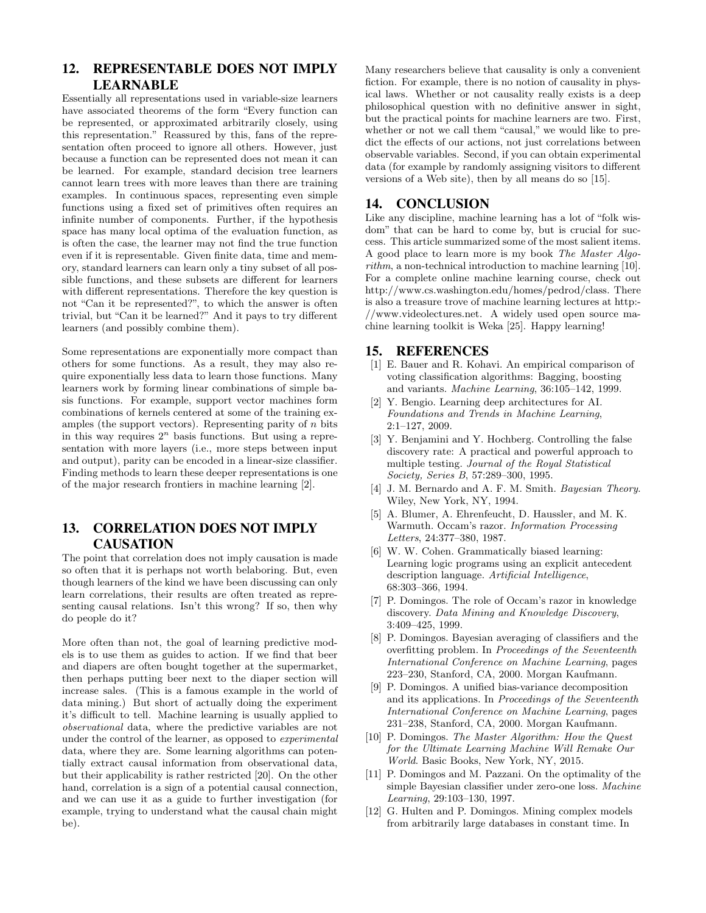## 12. REPRESENTABLE DOES NOT IMPLY LEARNABLE

Essentially all representations used in variable-size learners have associated theorems of the form "Every function can be represented, or approximated arbitrarily closely, using this representation." Reassured by this, fans of the representation often proceed to ignore all others. However, just because a function can be represented does not mean it can be learned. For example, standard decision tree learners cannot learn trees with more leaves than there are training examples. In continuous spaces, representing even simple functions using a fixed set of primitives often requires an infinite number of components. Further, if the hypothesis space has many local optima of the evaluation function, as is often the case, the learner may not find the true function even if it is representable. Given finite data, time and memory, standard learners can learn only a tiny subset of all possible functions, and these subsets are different for learners with different representations. Therefore the key question is not "Can it be represented?", to which the answer is often trivial, but "Can it be learned?" And it pays to try different learners (and possibly combine them).

Some representations are exponentially more compact than others for some functions. As a result, they may also require exponentially less data to learn those functions. Many learners work by forming linear combinations of simple basis functions. For example, support vector machines form combinations of kernels centered at some of the training examples (the support vectors). Representing parity of $n$ bits in this way requires $2^n$ basis functions. But using a representation with more layers (i.e., more steps between input and output), parity can be encoded in a linear-size classifier. Finding methods to learn these deeper representations is one of the major research frontiers in machine learning [2].

## 13. CORRELATION DOES NOT IMPLY CAUSATION

The point that correlation does not imply causation is made so often that it is perhaps not worth belaboring. But, even though learners of the kind we have been discussing can only learn correlations, their results are often treated as representing causal relations. Isn't this wrong? If so, then why do people do it?

More often than not, the goal of learning predictive models is to use them as guides to action. If we find that beer and diapers are often bought together at the supermarket, then perhaps putting beer next to the diaper section will increase sales. (This is a famous example in the world of data mining.) But short of actually doing the experiment it's difficult to tell. Machine learning is usually applied to *observational* data, where the predictive variables are not under the control of the learner, as opposed to *experimental* data, where they are. Some learning algorithms can potentially extract causal information from observational data, but their applicability is rather restricted [20]. On the other hand, correlation is a sign of a potential causal connection, and we can use it as a guide to further investigation (for example, trying to understand what the causal chain might be).

Many researchers believe that causality is only a convenient fiction. For example, there is no notion of causality in physical laws. Whether or not causality really exists is a deep philosophical question with no definitive answer in sight, but the practical points for machine learners are two. First, whether or not we call them "causal," we would like to predict the effects of our actions, not just correlations between observable variables. Second, if you can obtain experimental data (for example by randomly assigning visitors to different versions of a Web site), then by all means do so [15].

## 14. CONCLUSION

Like any discipline, machine learning has a lot of "folk wisdom" that can be hard to come by, but is crucial for success. This article summarized some of the most salient items. A good place to learn more is my book *The Master Algorithm*, a non-technical introduction to machine learning [10]. For a complete online machine learning course, check out http://www.cs.washington.edu/homes/pedrod/class. There is also a treasure trove of machine learning lectures at http://www.videolectures.net. A widely used open source machine learning toolkit is Weka [25]. Happy learning!

## 15. REFERENCES

[1] E. Bauer and R. Kohavi. An empirical comparison of voting classification algorithms: Bagging, boosting and variants. *Machine Learning*, 36:105–142, 1999.

[2] Y. Bengio. Learning deep architectures for AI. *Foundations and Trends in Machine Learning*, 2:1–127, 2009.

[3] Y. Benjamini and Y. Hochberg. Controlling the false discovery rate: A practical and powerful approach to multiple testing. *Journal of the Royal Statistical Society, Series B*, 57:289–300, 1995.

[4] J. M. Bernardo and A. F. M. Smith. *Bayesian Theory*. Wiley, New York, NY, 1994.

[5] A. Blumer, A. Ehrenfeucht, D. Haussler, and M. K. Warmuth. Occam's razor. *Information Processing Letters*, 24:377–380, 1987.

[6] W. W. Cohen. Grammatically biased learning: Learning logic programs using an explicit antecedent description language. *Artificial Intelligence*, 68:303–366, 1994.

[7] P. Domingos. The role of Occam's razor in knowledge discovery. *Data Mining and Knowledge Discovery*, 3:409–425, 1999.

[8] P. Domingos. Bayesian averaging of classifiers and the overfitting problem. In *Proceedings of the Seventeenth International Conference on Machine Learning*, pages 223–230, Stanford, CA, 2000. Morgan Kaufmann.

[9] P. Domingos. A unified bias-variance decomposition and its applications. In *Proceedings of the Seventeenth International Conference on Machine Learning*, pages 231–238, Stanford, CA, 2000. Morgan Kaufmann.

[10] P. Domingos. *The Master Algorithm: How the Quest for the Ultimate Learning Machine Will Remake Our World*. Basic Books, New York, NY, 2015.

[11] P. Domingos and M. Pazzani. On the optimality of the simple Bayesian classifier under zero-one loss. *Machine Learning*, 29:103–130, 1997.

[12] G. Hulten and P. Domingos. Mining complex models from arbitrarily large databases in constant time. In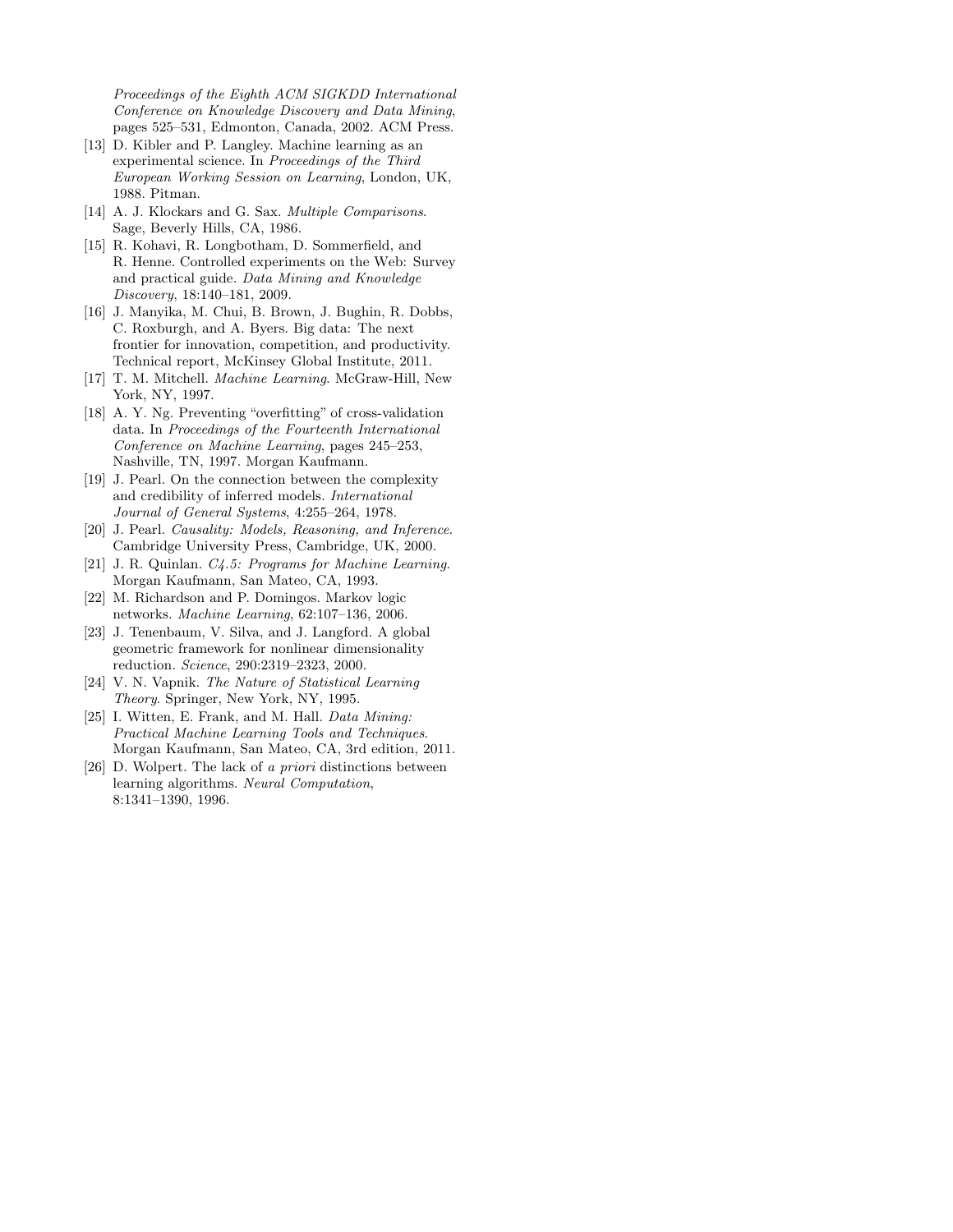*Proceedings of the Eighth ACM SIGKDD International Conference on Knowledge Discovery and Data Mining*, pages 525–531, Edmonton, Canada, 2002. ACM Press.

[13] D. Kibler and P. Langley. Machine learning as an experimental science. In *Proceedings of the Third European Working Session on Learning*, London, UK, 1988. Pitman.

[14] A. J. Klockars and G. Sax. *Multiple Comparisons*. Sage, Beverly Hills, CA, 1986.

[15] R. Kohavi, R. Longbotham, D. Sommerfield, and R. Henne. Controlled experiments on the Web: Survey and practical guide. *Data Mining and Knowledge Discovery*, 18:140–181, 2009.

[16] J. Manyika, M. Chui, B. Brown, J. Bughin, R. Dobbs, C. Roxburgh, and A. Byers. Big data: The next frontier for innovation, competition, and productivity. Technical report, McKinsey Global Institute, 2011.

[17] T. M. Mitchell. *Machine Learning*. McGraw-Hill, New York, NY, 1997.

[18] A. Y. Ng. Preventing "overfitting" of cross-validation data. In *Proceedings of the Fourteenth International Conference on Machine Learning*, pages 245–253, Nashville, TN, 1997. Morgan Kaufmann.

[19] J. Pearl. On the connection between the complexity and credibility of inferred models. *International Journal of General Systems*, 4:255–264, 1978.

[20] J. Pearl. *Causality: Models, Reasoning, and Inference*. Cambridge University Press, Cambridge, UK, 2000.

[21] J. R. Quinlan. *C4.5: Programs for Machine Learning*. Morgan Kaufmann, San Mateo, CA, 1993.

[22] M. Richardson and P. Domingos. Markov logic networks. *Machine Learning*, 62:107–136, 2006.

[23] J. Tenenbaum, V. Silva, and J. Langford. A global geometric framework for nonlinear dimensionality reduction. *Science*, 290:2319–2323, 2000.

[24] V. N. Vapnik. *The Nature of Statistical Learning Theory*. Springer, New York, NY, 1995.

[25] I. Witten, E. Frank, and M. Hall. *Data Mining: Practical Machine Learning Tools and Techniques*. Morgan Kaufmann, San Mateo, CA, 3rd edition, 2011.

[26] D. Wolpert. The lack of *a priori* distinctions between learning algorithms. *Neural Computation*, 8:1341–1390, 1996.